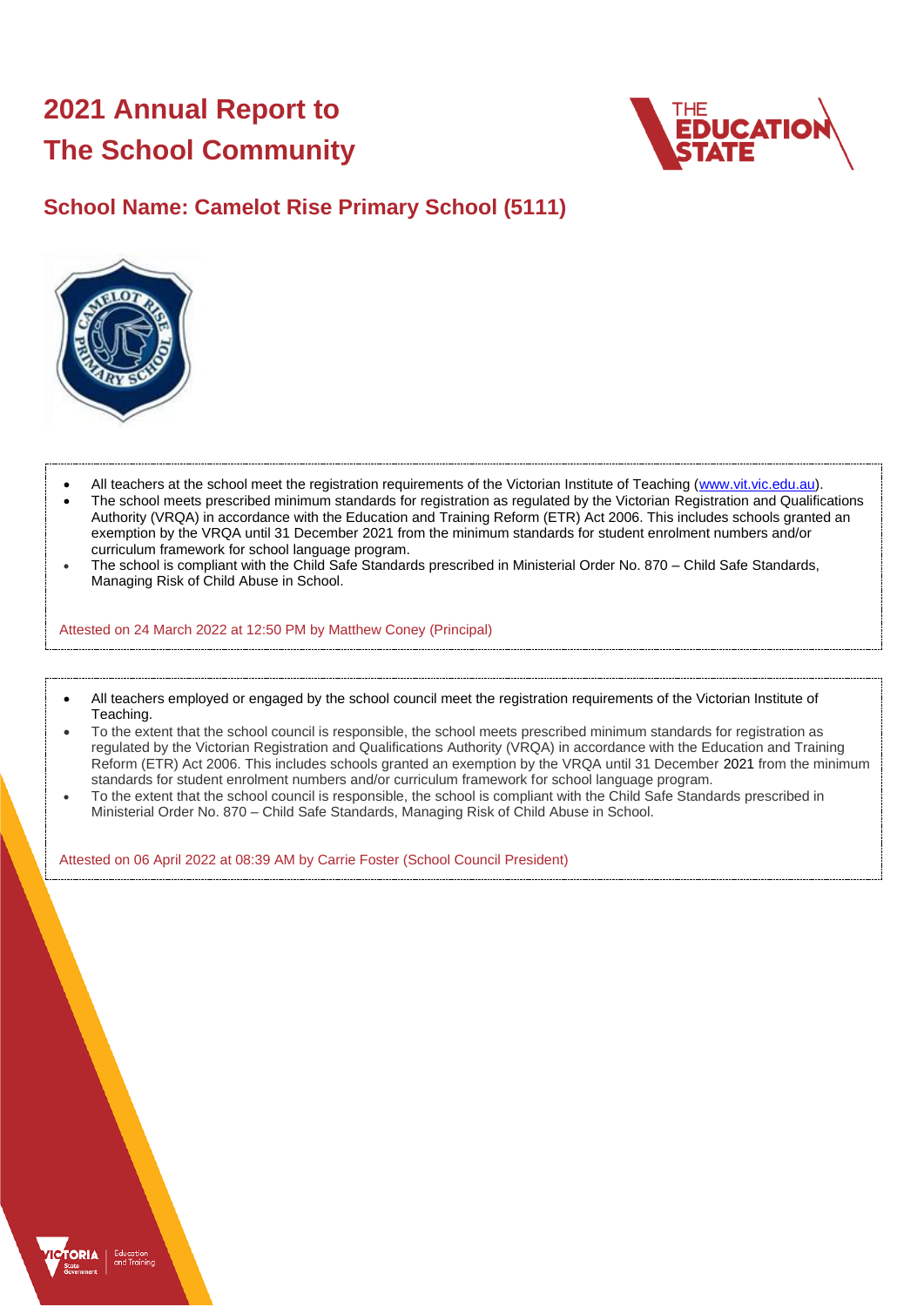# 2021 Annual Report to The School Community

## School Name: Camelot Rise Primary School (5111)

- All teachers at the school meet the registration requirements of the Victorian Institute of Teaching (www.vit.vic.edu.au).
- The school meets prescribed minimum standards for registration as regulated by the Victorian Registration and Qualifications Authority (VRQA) in accordance with the Education and Training Reform (ETR) Act 2006. This includes schools granted an exemption by the VRQA until 31 December 2021 from the minimum standards for student enrolment numbers and/or curriculum framework for school language program.
- The school is compliant with the Child Safe Standards prescribed in Ministerial Order No. 870 – Child Safe Standards, Managing Risk of Child Abuse in School.

Attested on 24 March 2022 at 12:50 PM by Matthew Coney (Principal)

- All teachers employed or engaged by the school council meet the registration requirements of the Victorian Institute of Teaching.
- To the extent that the school council is responsible, the school meets prescribed minimum standards for registration as regulated by the Victorian Registration and Qualifications Authority (VRQA) in accordance with the Education and Training Reform (ETR) Act 2006. This includes schools granted an exemption by the VRQA until 31 December 2021 from the minimum standards for student enrolment numbers and/or curriculum framework for school language program.
- To the extent that the school council is responsible, the school is compliant with the Child Safe Standards prescribed in Ministerial Order No. 870 – Child Safe Standards, Managing Risk of Child Abuse in School.

Attested on 06 April 2022 at 08:39 AM by Carrie Foster (School Council President)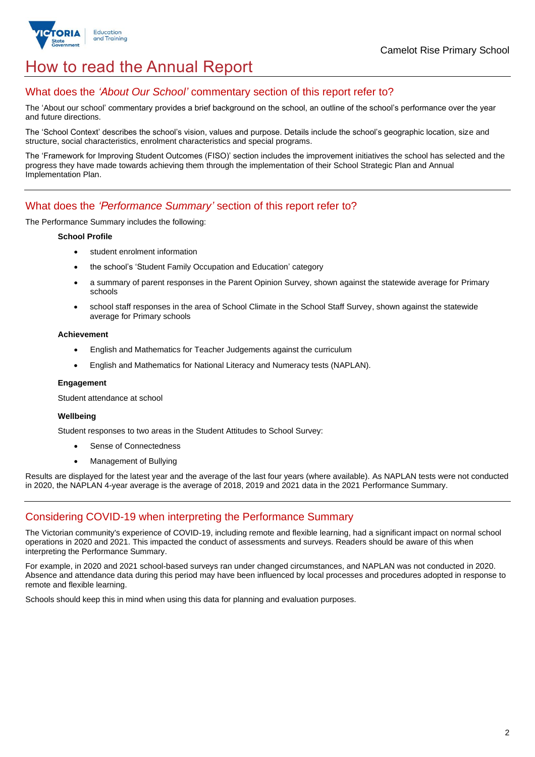# How to read the Annual Report

## What does the *'About Our School'* commentary section of this report refer to?

The 'About our school' commentary provides a brief background on the school, an outline of the school's performance over the year and future directions.

The 'School Context' describes the school's vision, values and purpose. Details include the school's geographic location, size and structure, social characteristics, enrolment characteristics and special programs.

The 'Framework for Improving Student Outcomes (FISO)' section includes the improvement initiatives the school has selected and the progress they have made towards achieving them through the implementation of their School Strategic Plan and Annual Implementation Plan.

## What does the *'Performance Summary'* section of this report refer to?

The Performance Summary includes the following:

**School Profile**

- student enrolment information
- the school's 'Student Family Occupation and Education' category
- a summary of parent responses in the Parent Opinion Survey, shown against the statewide average for Primary schools
- school staff responses in the area of School Climate in the School Staff Survey, shown against the statewide average for Primary schools

**Achievement**

- English and Mathematics for Teacher Judgements against the curriculum
- English and Mathematics for National Literacy and Numeracy tests (NAPLAN).

**Engagement**

Student attendance at school

**Wellbeing**

Student responses to two areas in the Student Attitudes to School Survey:

- Sense of Connectedness
- Management of Bullying

Results are displayed for the latest year and the average of the last four years (where available). As NAPLAN tests were not conducted in 2020, the NAPLAN 4-year average is the average of 2018, 2019 and 2021 data in the 2021 Performance Summary.

## Considering COVID-19 when interpreting the Performance Summary

The Victorian community's experience of COVID-19, including remote and flexible learning, had a significant impact on normal school operations in 2020 and 2021. This impacted the conduct of assessments and surveys. Readers should be aware of this when interpreting the Performance Summary.

For example, in 2020 and 2021 school-based surveys ran under changed circumstances, and NAPLAN was not conducted in 2020. Absence and attendance data during this period may have been influenced by local processes and procedures adopted in response to remote and flexible learning.

Schools should keep this in mind when using this data for planning and evaluation purposes.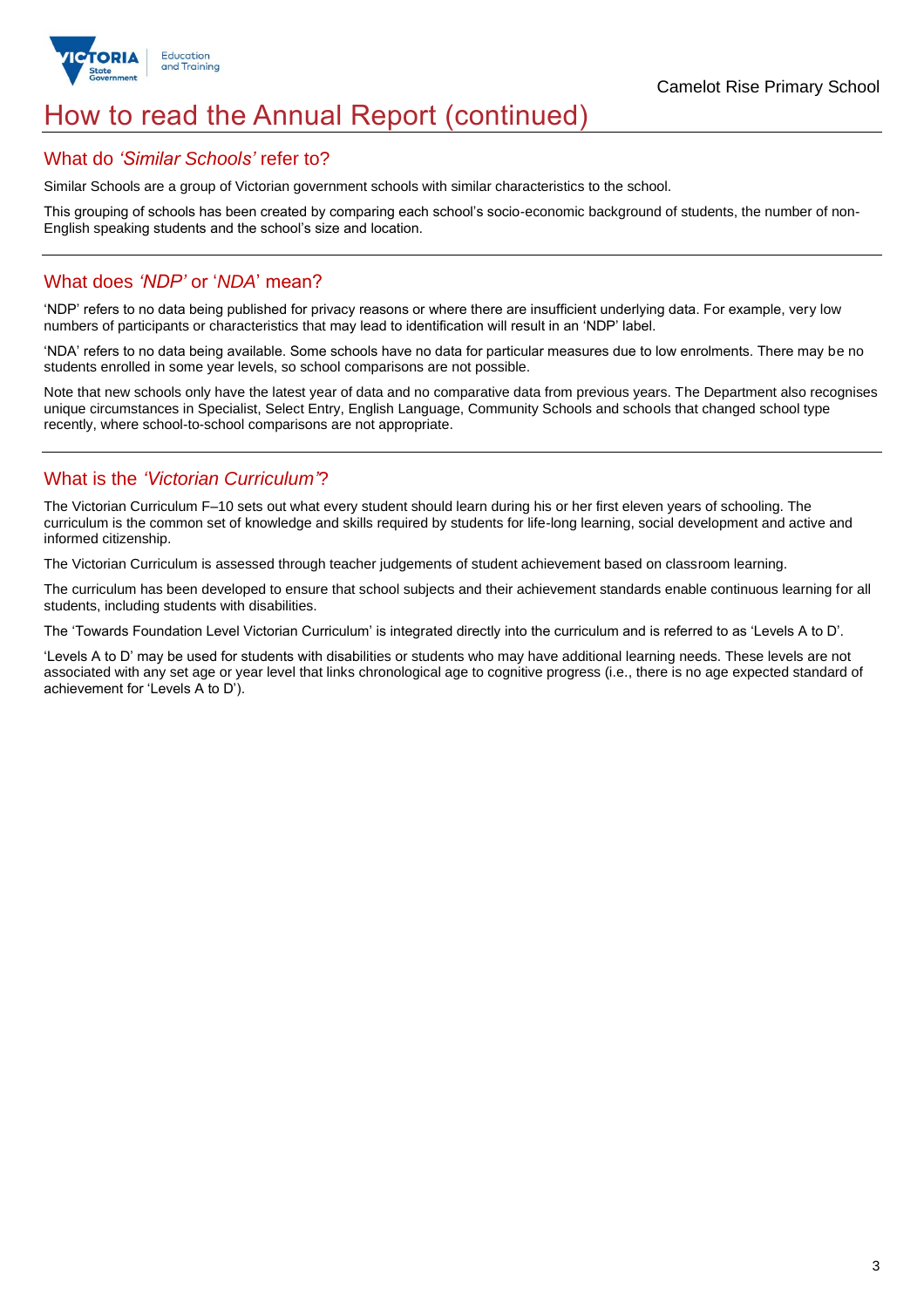# How to read the Annual Report (continued)

## What do *'Similar Schools'* refer to?

Similar Schools are a group of Victorian government schools with similar characteristics to the school.

This grouping of schools has been created by comparing each school's socio-economic background of students, the number of non-English speaking students and the school's size and location.

## What does *'NDP'* or '*NDA*' mean?

'NDP' refers to no data being published for privacy reasons or where there are insufficient underlying data. For example, very low numbers of participants or characteristics that may lead to identification will result in an 'NDP' label.

'NDA' refers to no data being available. Some schools have no data for particular measures due to low enrolments. There may be no students enrolled in some year levels, so school comparisons are not possible.

Note that new schools only have the latest year of data and no comparative data from previous years. The Department also recognises unique circumstances in Specialist, Select Entry, English Language, Community Schools and schools that changed school type recently, where school-to-school comparisons are not appropriate.

## What is the *'Victorian Curriculum'*?

The Victorian Curriculum F–10 sets out what every student should learn during his or her first eleven years of schooling. The curriculum is the common set of knowledge and skills required by students for life-long learning, social development and active and informed citizenship.

The Victorian Curriculum is assessed through teacher judgements of student achievement based on classroom learning.

The curriculum has been developed to ensure that school subjects and their achievement standards enable continuous learning for all students, including students with disabilities.

The 'Towards Foundation Level Victorian Curriculum' is integrated directly into the curriculum and is referred to as 'Levels A to D'.

'Levels A to D' may be used for students with disabilities or students who may have additional learning needs. These levels are not associated with any set age or year level that links chronological age to cognitive progress (i.e., there is no age expected standard of achievement for 'Levels A to D').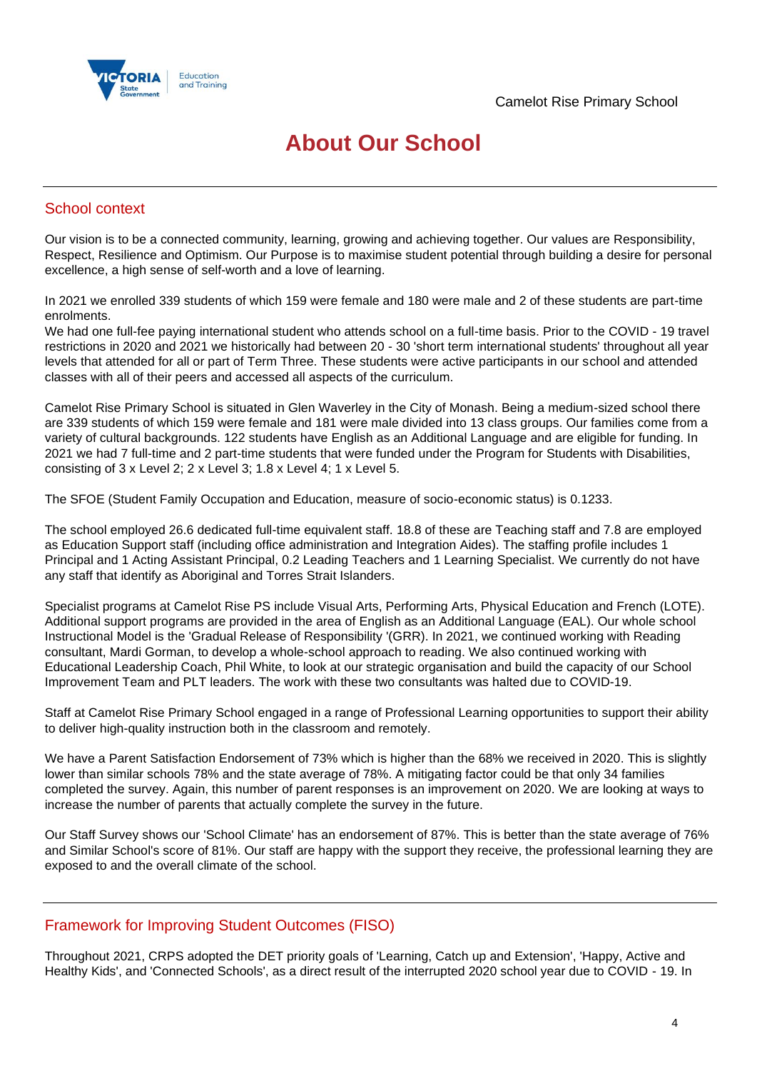# About Our School

## School context

Our vision is to be a connected community, learning, growing and achieving together. Our values are Responsibility, Respect, Resilience and Optimism. Our Purpose is to maximise student potential through building a desire for personal excellence, a high sense of self-worth and a love of learning.

In 2021 we enrolled 339 students of which 159 were female and 180 were male and 2 of these students are part-time enrolments.
We had one full-fee paying international student who attends school on a full-time basis. Prior to the COVID - 19 travel restrictions in 2020 and 2021 we historically had between 20 - 30 'short term international students' throughout all year levels that attended for all or part of Term Three. These students were active participants in our school and attended classes with all of their peers and accessed all aspects of the curriculum.

Camelot Rise Primary School is situated in Glen Waverley in the City of Monash. Being a medium-sized school there are 339 students of which 159 were female and 181 were male divided into 13 class groups. Our families come from a variety of cultural backgrounds. 122 students have English as an Additional Language and are eligible for funding. In 2021 we had 7 full-time and 2 part-time students that were funded under the Program for Students with Disabilities, consisting of 3 x Level 2; 2 x Level 3; 1.8 x Level 4; 1 x Level 5.

The SFOE (Student Family Occupation and Education, measure of socio-economic status) is 0.1233.

The school employed 26.6 dedicated full-time equivalent staff. 18.8 of these are Teaching staff and 7.8 are employed as Education Support staff (including office administration and Integration Aides). The staffing profile includes 1 Principal and 1 Acting Assistant Principal, 0.2 Leading Teachers and 1 Learning Specialist. We currently do not have any staff that identify as Aboriginal and Torres Strait Islanders.

Specialist programs at Camelot Rise PS include Visual Arts, Performing Arts, Physical Education and French (LOTE). Additional support programs are provided in the area of English as an Additional Language (EAL). Our whole school Instructional Model is the 'Gradual Release of Responsibility '(GRR). In 2021, we continued working with Reading consultant, Mardi Gorman, to develop a whole-school approach to reading. We also continued working with Educational Leadership Coach, Phil White, to look at our strategic organisation and build the capacity of our School Improvement Team and PLT leaders. The work with these two consultants was halted due to COVID-19.

Staff at Camelot Rise Primary School engaged in a range of Professional Learning opportunities to support their ability to deliver high-quality instruction both in the classroom and remotely.

We have a Parent Satisfaction Endorsement of 73% which is higher than the 68% we received in 2020. This is slightly lower than similar schools 78% and the state average of 78%. A mitigating factor could be that only 34 families completed the survey. Again, this number of parent responses is an improvement on 2020. We are looking at ways to increase the number of parents that actually complete the survey in the future.

Our Staff Survey shows our 'School Climate' has an endorsement of 87%. This is better than the state average of 76% and Similar School's score of 81%. Our staff are happy with the support they receive, the professional learning they are exposed to and the overall climate of the school.

## Framework for Improving Student Outcomes (FISO)

Throughout 2021, CRPS adopted the DET priority goals of 'Learning, Catch up and Extension', 'Happy, Active and Healthy Kids', and 'Connected Schools', as a direct result of the interrupted 2020 school year due to COVID - 19. In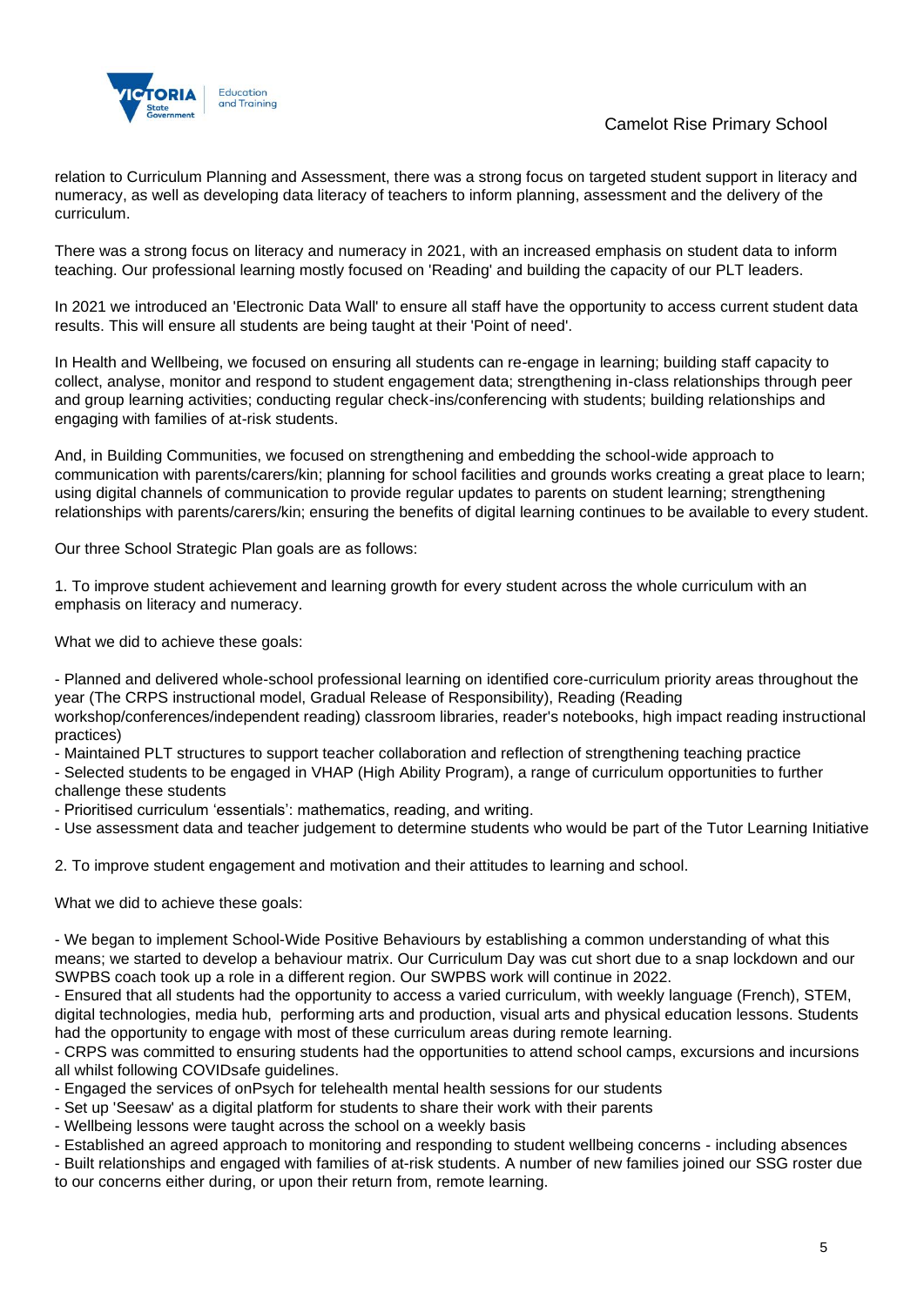relation to Curriculum Planning and Assessment, there was a strong focus on targeted student support in literacy and numeracy, as well as developing data literacy of teachers to inform planning, assessment and the delivery of the curriculum.

There was a strong focus on literacy and numeracy in 2021, with an increased emphasis on student data to inform teaching. Our professional learning mostly focused on 'Reading' and building the capacity of our PLT leaders.

In 2021 we introduced an 'Electronic Data Wall' to ensure all staff have the opportunity to access current student data results. This will ensure all students are being taught at their 'Point of need'.

In Health and Wellbeing, we focused on ensuring all students can re-engage in learning; building staff capacity to collect, analyse, monitor and respond to student engagement data; strengthening in-class relationships through peer and group learning activities; conducting regular check-ins/conferencing with students; building relationships and engaging with families of at-risk students.

And, in Building Communities, we focused on strengthening and embedding the school-wide approach to communication with parents/carers/kin; planning for school facilities and grounds works creating a great place to learn; using digital channels of communication to provide regular updates to parents on student learning; strengthening relationships with parents/carers/kin; ensuring the benefits of digital learning continues to be available to every student.

Our three School Strategic Plan goals are as follows:

1. To improve student achievement and learning growth for every student across the whole curriculum with an emphasis on literacy and numeracy.

What we did to achieve these goals:

- Planned and delivered whole-school professional learning on identified core-curriculum priority areas throughout the year (The CRPS instructional model, Gradual Release of Responsibility), Reading (Reading workshop/conferences/independent reading) classroom libraries, reader's notebooks, high impact reading instructional practices)
- Maintained PLT structures to support teacher collaboration and reflection of strengthening teaching practice
- Selected students to be engaged in VHAP (High Ability Program), a range of curriculum opportunities to further challenge these students
- Prioritised curriculum 'essentials': mathematics, reading, and writing.
- Use assessment data and teacher judgement to determine students who would be part of the Tutor Learning Initiative

2. To improve student engagement and motivation and their attitudes to learning and school.

What we did to achieve these goals:

- We began to implement School-Wide Positive Behaviours by establishing a common understanding of what this means; we started to develop a behaviour matrix. Our Curriculum Day was cut short due to a snap lockdown and our SWPBS coach took up a role in a different region. Our SWPBS work will continue in 2022.
- Ensured that all students had the opportunity to access a varied curriculum, with weekly language (French), STEM, digital technologies, media hub, performing arts and production, visual arts and physical education lessons. Students had the opportunity to engage with most of these curriculum areas during remote learning.
- CRPS was committed to ensuring students had the opportunities to attend school camps, excursions and incursions all whilst following COVIDsafe guidelines.
- Engaged the services of onPsych for telehealth mental health sessions for our students
- Set up 'Seesaw' as a digital platform for students to share their work with their parents
- Wellbeing lessons were taught across the school on a weekly basis
- Established an agreed approach to monitoring and responding to student wellbeing concerns - including absences
- Built relationships and engaged with families of at-risk students. A number of new families joined our SSG roster due to our concerns either during, or upon their return from, remote learning.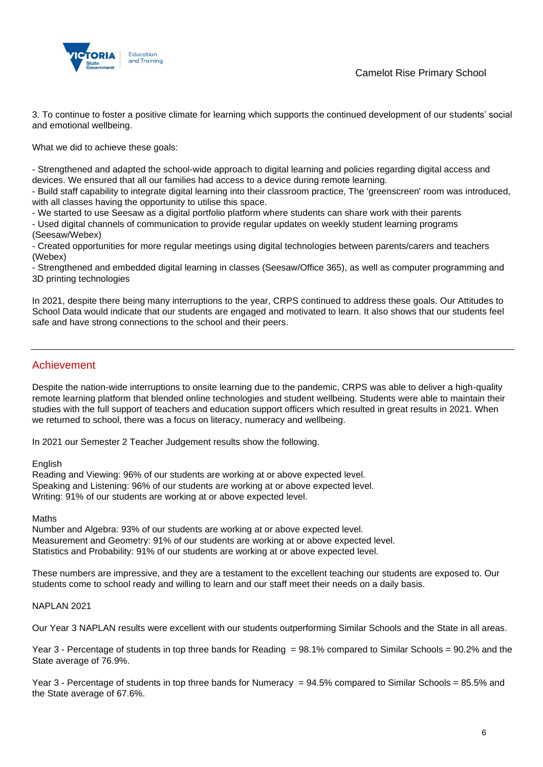3. To continue to foster a positive climate for learning which supports the continued development of our students' social and emotional wellbeing.

What we did to achieve these goals:

- Strengthened and adapted the school-wide approach to digital learning and policies regarding digital access and devices. We ensured that all our families had access to a device during remote learning.
- Build staff capability to integrate digital learning into their classroom practice, The 'greenscreen' room was introduced, with all classes having the opportunity to utilise this space.
- We started to use Seesaw as a digital portfolio platform where students can share work with their parents
- Used digital channels of communication to provide regular updates on weekly student learning programs (Seesaw/Webex)
- Created opportunities for more regular meetings using digital technologies between parents/carers and teachers (Webex)
- Strengthened and embedded digital learning in classes (Seesaw/Office 365), as well as computer programming and 3D printing technologies

In 2021, despite there being many interruptions to the year, CRPS continued to address these goals. Our Attitudes to School Data would indicate that our students are engaged and motivated to learn. It also shows that our students feel safe and have strong connections to the school and their peers.

## Achievement

Despite the nation-wide interruptions to onsite learning due to the pandemic, CRPS was able to deliver a high-quality remote learning platform that blended online technologies and student wellbeing. Students were able to maintain their studies with the full support of teachers and education support officers which resulted in great results in 2021. When we returned to school, there was a focus on literacy, numeracy and wellbeing.

In 2021 our Semester 2 Teacher Judgement results show the following.

English
Reading and Viewing: 96% of our students are working at or above expected level.
Speaking and Listening: 96% of our students are working at or above expected level.
Writing: 91% of our students are working at or above expected level.

Maths
Number and Algebra: 93% of our students are working at or above expected level.
Measurement and Geometry: 91% of our students are working at or above expected level.
Statistics and Probability: 91% of our students are working at or above expected level.

These numbers are impressive, and they are a testament to the excellent teaching our students are exposed to. Our students come to school ready and willing to learn and our staff meet their needs on a daily basis.

NAPLAN 2021

Our Year 3 NAPLAN results were excellent with our students outperforming Similar Schools and the State in all areas.

Year 3 - Percentage of students in top three bands for Reading = 98.1% compared to Similar Schools = 90.2% and the State average of 76.9%.

Year 3 - Percentage of students in top three bands for Numeracy = 94.5% compared to Similar Schools = 85.5% and the State average of 67.6%.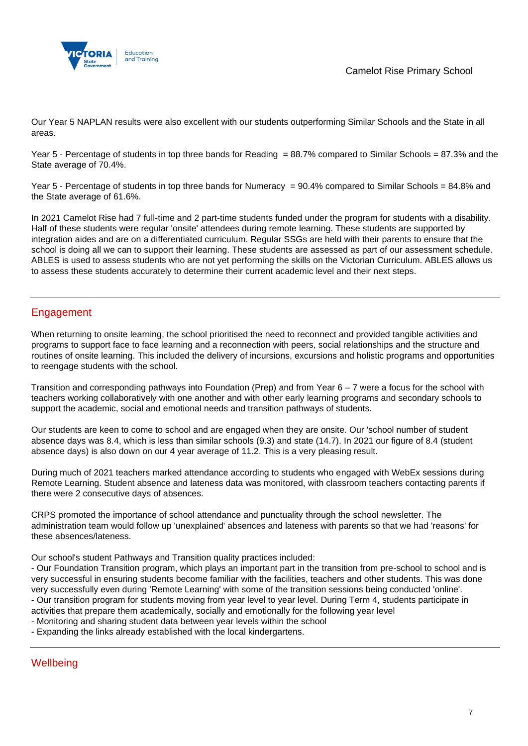Our Year 5 NAPLAN results were also excellent with our students outperforming Similar Schools and the State in all areas.

Year 5 - Percentage of students in top three bands for Reading = 88.7% compared to Similar Schools = 87.3% and the State average of 70.4%.

Year 5 - Percentage of students in top three bands for Numeracy = 90.4% compared to Similar Schools = 84.8% and the State average of 61.6%.

In 2021 Camelot Rise had 7 full-time and 2 part-time students funded under the program for students with a disability. Half of these students were regular 'onsite' attendees during remote learning. These students are supported by integration aides and are on a differentiated curriculum. Regular SSGs are held with their parents to ensure that the school is doing all we can to support their learning. These students are assessed as part of our assessment schedule. ABLES is used to assess students who are not yet performing the skills on the Victorian Curriculum. ABLES allows us to assess these students accurately to determine their current academic level and their next steps.

## Engagement

When returning to onsite learning, the school prioritised the need to reconnect and provided tangible activities and programs to support face to face learning and a reconnection with peers, social relationships and the structure and routines of onsite learning. This included the delivery of incursions, excursions and holistic programs and opportunities to reengage students with the school.

Transition and corresponding pathways into Foundation (Prep) and from Year 6 – 7 were a focus for the school with teachers working collaboratively with one another and with other early learning programs and secondary schools to support the academic, social and emotional needs and transition pathways of students.

Our students are keen to come to school and are engaged when they are onsite. Our 'school number of student absence days was 8.4, which is less than similar schools (9.3) and state (14.7). In 2021 our figure of 8.4 (student absence days) is also down on our 4 year average of 11.2. This is a very pleasing result.

During much of 2021 teachers marked attendance according to students who engaged with WebEx sessions during Remote Learning. Student absence and lateness data was monitored, with classroom teachers contacting parents if there were 2 consecutive days of absences.

CRPS promoted the importance of school attendance and punctuality through the school newsletter. The administration team would follow up 'unexplained' absences and lateness with parents so that we had 'reasons' for these absences/lateness.

Our school's student Pathways and Transition quality practices included:

- Our Foundation Transition program, which plays an important part in the transition from pre-school to school and is very successful in ensuring students become familiar with the facilities, teachers and other students. This was done very successfully even during 'Remote Learning' with some of the transition sessions being conducted 'online'.
- Our transition program for students moving from year level to year level. During Term 4, students participate in activities that prepare them academically, socially and emotionally for the following year level
- Monitoring and sharing student data between year levels within the school
- Expanding the links already established with the local kindergartens.

## Wellbeing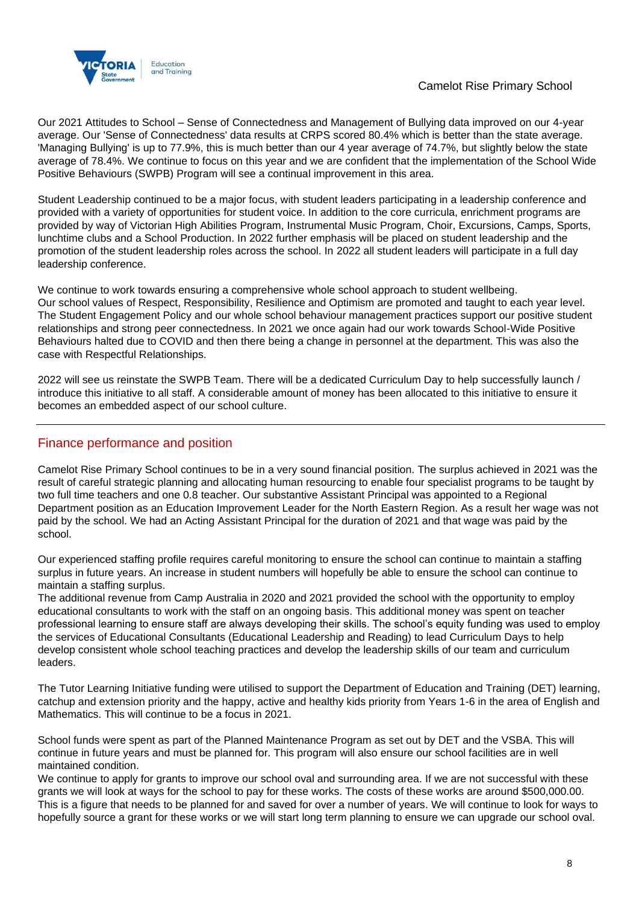Our 2021 Attitudes to School – Sense of Connectedness and Management of Bullying data improved on our 4-year average. Our 'Sense of Connectedness' data results at CRPS scored 80.4% which is better than the state average. 'Managing Bullying' is up to 77.9%, this is much better than our 4 year average of 74.7%, but slightly below the state average of 78.4%. We continue to focus on this year and we are confident that the implementation of the School Wide Positive Behaviours (SWPB) Program will see a continual improvement in this area.

Student Leadership continued to be a major focus, with student leaders participating in a leadership conference and provided with a variety of opportunities for student voice. In addition to the core curricula, enrichment programs are provided by way of Victorian High Abilities Program, Instrumental Music Program, Choir, Excursions, Camps, Sports, lunchtime clubs and a School Production. In 2022 further emphasis will be placed on student leadership and the promotion of the student leadership roles across the school. In 2022 all student leaders will participate in a full day leadership conference.

We continue to work towards ensuring a comprehensive whole school approach to student wellbeing.
Our school values of Respect, Responsibility, Resilience and Optimism are promoted and taught to each year level. The Student Engagement Policy and our whole school behaviour management practices support our positive student relationships and strong peer connectedness. In 2021 we once again had our work towards School-Wide Positive Behaviours halted due to COVID and then there being a change in personnel at the department. This was also the case with Respectful Relationships.

2022 will see us reinstate the SWPB Team. There will be a dedicated Curriculum Day to help successfully launch / introduce this initiative to all staff. A considerable amount of money has been allocated to this initiative to ensure it becomes an embedded aspect of our school culture.

## Finance performance and position

Camelot Rise Primary School continues to be in a very sound financial position. The surplus achieved in 2021 was the result of careful strategic planning and allocating human resourcing to enable four specialist programs to be taught by two full time teachers and one 0.8 teacher. Our substantive Assistant Principal was appointed to a Regional Department position as an Education Improvement Leader for the North Eastern Region. As a result her wage was not paid by the school. We had an Acting Assistant Principal for the duration of 2021 and that wage was paid by the school.

Our experienced staffing profile requires careful monitoring to ensure the school can continue to maintain a staffing surplus in future years. An increase in student numbers will hopefully be able to ensure the school can continue to maintain a staffing surplus.
The additional revenue from Camp Australia in 2020 and 2021 provided the school with the opportunity to employ educational consultants to work with the staff on an ongoing basis. This additional money was spent on teacher professional learning to ensure staff are always developing their skills. The school's equity funding was used to employ the services of Educational Consultants (Educational Leadership and Reading) to lead Curriculum Days to help develop consistent whole school teaching practices and develop the leadership skills of our team and curriculum leaders.

The Tutor Learning Initiative funding were utilised to support the Department of Education and Training (DET) learning, catchup and extension priority and the happy, active and healthy kids priority from Years 1-6 in the area of English and Mathematics. This will continue to be a focus in 2021.

School funds were spent as part of the Planned Maintenance Program as set out by DET and the VSBA. This will continue in future years and must be planned for. This program will also ensure our school facilities are in well maintained condition.
We continue to apply for grants to improve our school oval and surrounding area. If we are not successful with these grants we will look at ways for the school to pay for these works. The costs of these works are around $500,000.00. This is a figure that needs to be planned for and saved for over a number of years. We will continue to look for ways to hopefully source a grant for these works or we will start long term planning to ensure we can upgrade our school oval.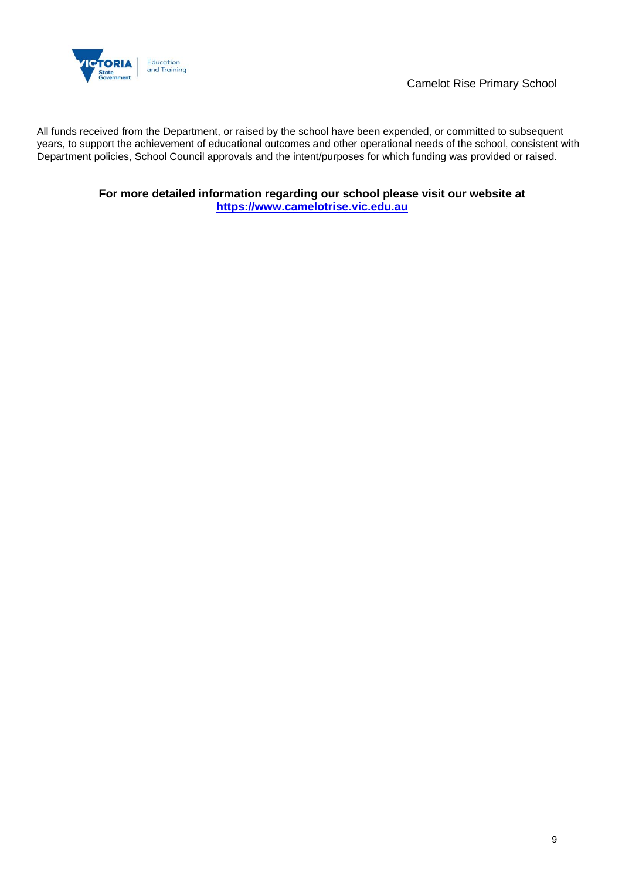All funds received from the Department, or raised by the school have been expended, or committed to subsequent years, to support the achievement of educational outcomes and other operational needs of the school, consistent with Department policies, School Council approvals and the intent/purposes for which funding was provided or raised.

**For more detailed information regarding our school please visit our website at [https://www.camelotrise.vic.edu.au](https://www.camelotrise.vic.edu.au)**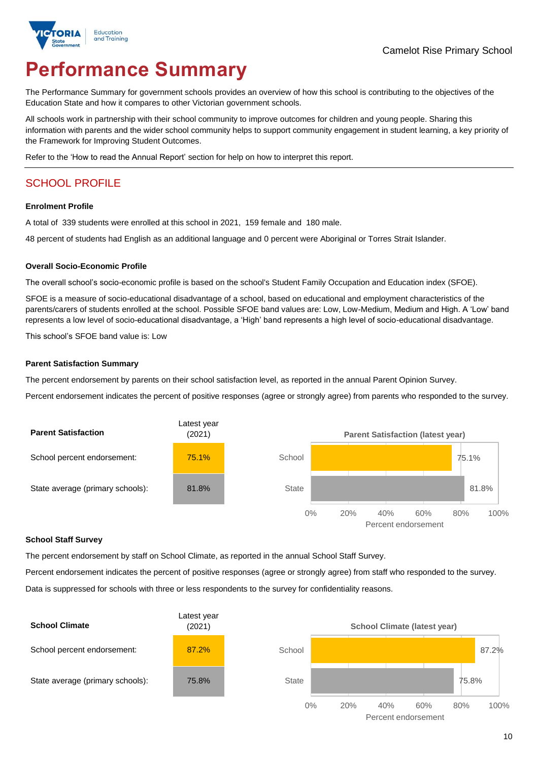Camelot Rise Primary School

# Performance Summary

The Performance Summary for government schools provides an overview of how this school is contributing to the objectives of the Education State and how it compares to other Victorian government schools.

All schools work in partnership with their school community to improve outcomes for children and young people. Sharing this information with parents and the wider school community helps to support community engagement in student learning, a key priority of the Framework for Improving Student Outcomes.

Refer to the 'How to read the Annual Report' section for help on how to interpret this report.

## SCHOOL PROFILE

### Enrolment Profile

A total of 339 students were enrolled at this school in 2021, 159 female and 180 male.

48 percent of students had English as an additional language and 0 percent were Aboriginal or Torres Strait Islander.

### Overall Socio-Economic Profile

The overall school's socio-economic profile is based on the school's Student Family Occupation and Education index (SFOE).

SFOE is a measure of socio-educational disadvantage of a school, based on educational and employment characteristics of the parents/carers of students enrolled at the school. Possible SFOE band values are: Low, Low-Medium, Medium and High. A 'Low' band represents a low level of socio-educational disadvantage, a 'High' band represents a high level of socio-educational disadvantage.

This school's SFOE band value is: Low

### Parent Satisfaction Summary

The percent endorsement by parents on their school satisfaction level, as reported in the annual Parent Opinion Survey.

Percent endorsement indicates the percent of positive responses (agree or strongly agree) from parents who responded to the survey.

| Parent Satisfaction | Latest year (2021) |
|---|---|
| School percent endorsement: | 75.1% |
| State average (primary schools): | 81.8% |

Parent Satisfaction (latest year)

| | Percent endorsement |
|---|---|
| School | 75.1% |
| State | 81.8% |

### School Staff Survey

The percent endorsement by staff on School Climate, as reported in the annual School Staff Survey.

Percent endorsement indicates the percent of positive responses (agree or strongly agree) from staff who responded to the survey.

Data is suppressed for schools with three or less respondents to the survey for confidentiality reasons.

| School Climate | Latest year (2021) |
|---|---|
| School percent endorsement: | 87.2% |
| State average (primary schools): | 75.8% |

School Climate (latest year)

| | Percent endorsement |
|---|---|
| School | 87.2% |
| State | 75.8% |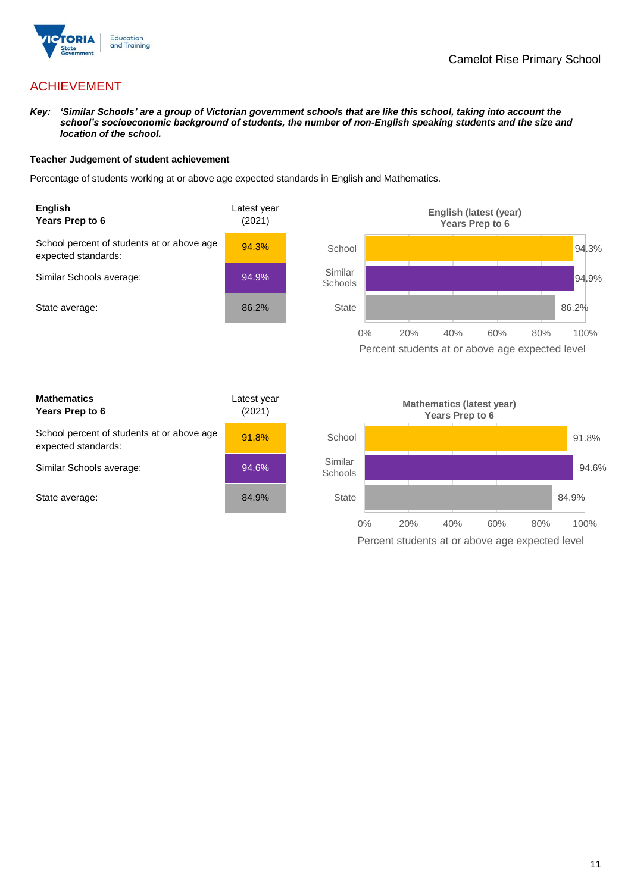# ACHIEVEMENT

***Key:*** ***'Similar Schools' are a group of Victorian government schools that are like this school, taking into account the school's socioeconomic background of students, the number of non-English speaking students and the size and location of the school.***

### Teacher Judgement of student achievement

Percentage of students working at or above age expected standards in English and Mathematics.

| **English** **Years Prep to 6** | Latest year (2021) |
|---|---|
| School percent of students at or above age expected standards: | 94.3% |
| Similar Schools average: | 94.9% |
| State average: | 86.2% |

**English (latest (year) Years Prep to 6**

| | Percent students at or above age expected level |
|---|---|
| School | 94.3% |
| Similar Schools | 94.9% |
| State | 86.2% |

| **Mathematics** **Years Prep to 6** | Latest year (2021) |
|---|---|
| School percent of students at or above age expected standards: | 91.8% |
| Similar Schools average: | 94.6% |
| State average: | 84.9% |

**Mathematics (latest year) Years Prep to 6**

| | Percent students at or above age expected level |
|---|---|
| School | 91.8% |
| Similar Schools | 94.6% |
| State | 84.9% |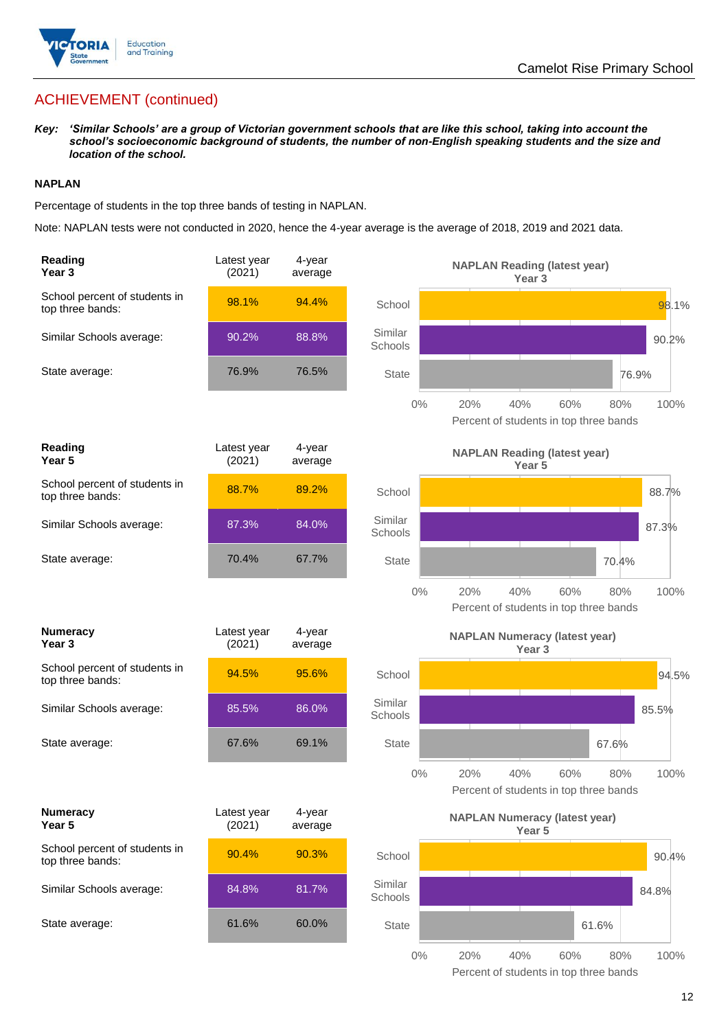## ACHIEVEMENT (continued)

***Key:*** ***'Similar Schools' are a group of Victorian government schools that are like this school, taking into account the school's socioeconomic background of students, the number of non-English speaking students and the size and location of the school.***

### NAPLAN

Percentage of students in the top three bands of testing in NAPLAN.

Note: NAPLAN tests were not conducted in 2020, hence the 4-year average is the average of 2018, 2019 and 2021 data.

| **Reading Year 3** | Latest year (2021) | 4-year average |
|---|---|---|
| School percent of students in top three bands: | 98.1% | 94.4% |
| Similar Schools average: | 90.2% | 88.8% |
| State average: | 76.9% | 76.5% |

**NAPLAN Reading (latest year) Year 3**

| | Percent of students in top three bands |
|---|---|
| School | 98.1% |
| Similar Schools | 90.2% |
| State | 76.9% |

| **Reading Year 5** | Latest year (2021) | 4-year average |
|---|---|---|
| School percent of students in top three bands: | 88.7% | 89.2% |
| Similar Schools average: | 87.3% | 84.0% |
| State average: | 70.4% | 67.7% |

**NAPLAN Reading (latest year) Year 5**

| | Percent of students in top three bands |
|---|---|
| School | 88.7% |
| Similar Schools | 87.3% |
| State | 70.4% |

| **Numeracy Year 3** | Latest year (2021) | 4-year average |
|---|---|---|
| School percent of students in top three bands: | 94.5% | 95.6% |
| Similar Schools average: | 85.5% | 86.0% |
| State average: | 67.6% | 69.1% |

**NAPLAN Numeracy (latest year) Year 3**

| | Percent of students in top three bands |
|---|---|
| School | 94.5% |
| Similar Schools | 85.5% |
| State | 67.6% |

| **Numeracy Year 5** | Latest year (2021) | 4-year average |
|---|---|---|
| School percent of students in top three bands: | 90.4% | 90.3% |
| Similar Schools average: | 84.8% | 81.7% |
| State average: | 61.6% | 60.0% |

**NAPLAN Numeracy (latest year) Year 5**

| | Percent of students in top three bands |
|---|---|
| School | 90.4% |
| Similar Schools | 84.8% |
| State | 61.6% |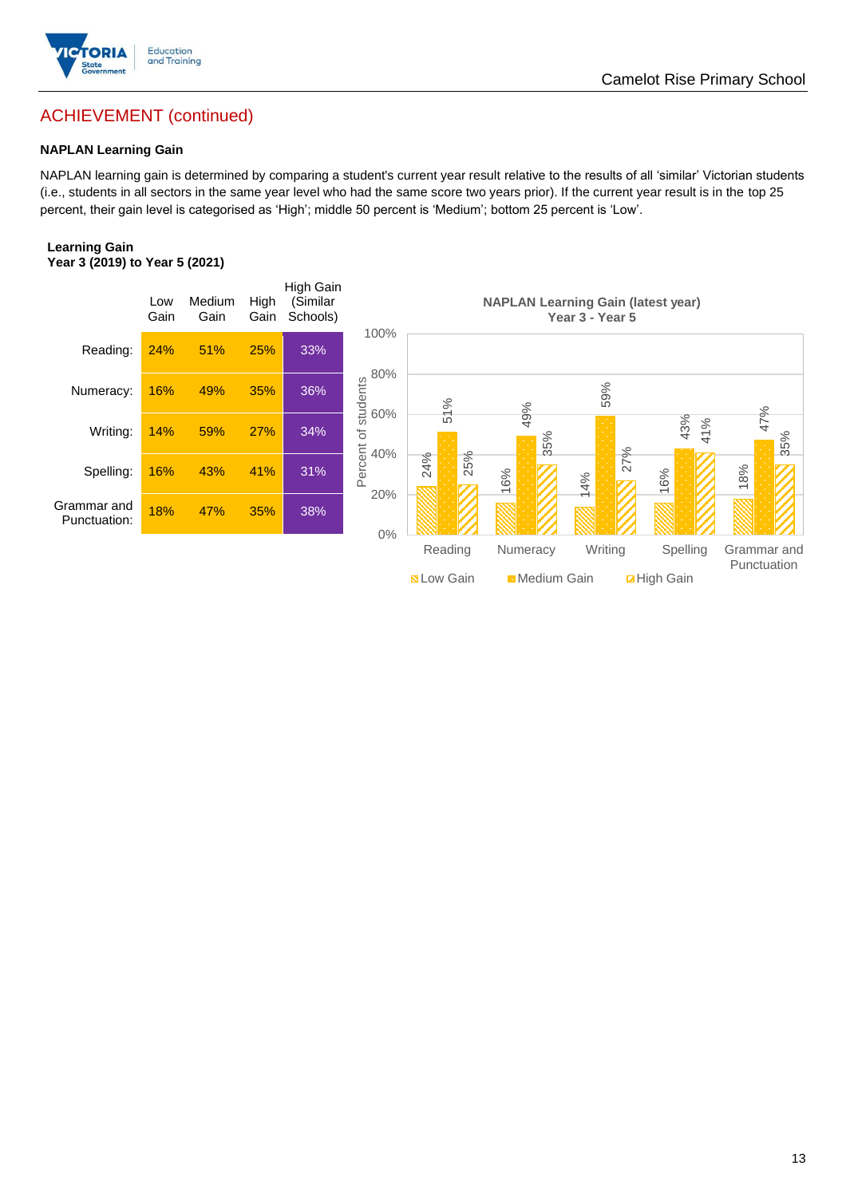## ACHIEVEMENT (continued)

### NAPLAN Learning Gain

NAPLAN learning gain is determined by comparing a student's current year result relative to the results of all 'similar' Victorian students (i.e., students in all sectors in the same year level who had the same score two years prior). If the current year result is in the top 25 percent, their gain level is categorised as 'High'; middle 50 percent is 'Medium'; bottom 25 percent is 'Low'.

**Learning Gain**
**Year 3 (2019) to Year 5 (2021)**

| | Low Gain | Medium Gain | High Gain | High Gain (Similar Schools) |
|---|---|---|---|---|
| Reading: | 24% | 51% | 25% | 33% |
| Numeracy: | 16% | 49% | 35% | 36% |
| Writing: | 14% | 59% | 27% | 34% |
| Spelling: | 16% | 43% | 41% | 31% |
| Grammar and Punctuation: | 18% | 47% | 35% | 38% |

**NAPLAN Learning Gain (latest year)**
**Year 3 - Year 5**

| | Low Gain | Medium Gain | High Gain |
|---|---|---|---|
| Reading | 24% | 51% | 25% |
| Numeracy | 16% | 49% | 35% |
| Writing | 14% | 59% | 27% |
| Spelling | 16% | 43% | 41% |
| Grammar and Punctuation | 18% | 47% | 35% |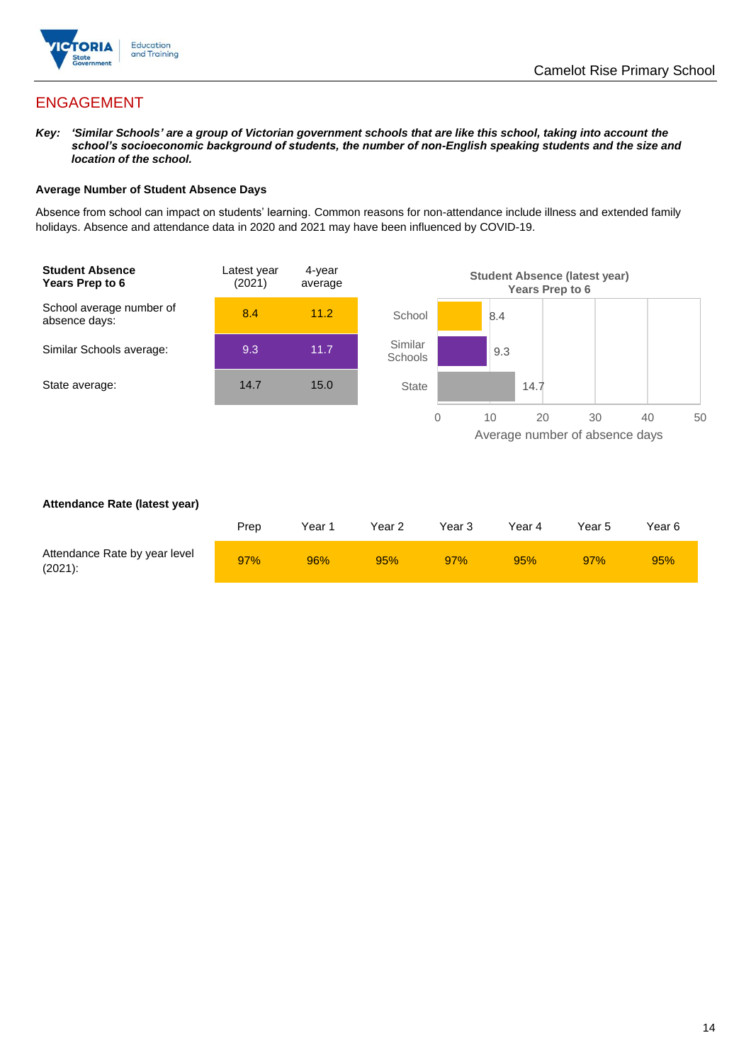## ENGAGEMENT

***Key:*** ***'Similar Schools' are a group of Victorian government schools that are like this school, taking into account the school's socioeconomic background of students, the number of non-English speaking students and the size and location of the school.***

**Average Number of Student Absence Days**

Absence from school can impact on students' learning. Common reasons for non-attendance include illness and extended family holidays. Absence and attendance data in 2020 and 2021 may have been influenced by COVID-19.

| **Student Absence Years Prep to 6** | Latest year (2021) | 4-year average |
|---|---|---|
| School average number of absence days: | 8.4 | 11.2 |
| Similar Schools average: | 9.3 | 11.7 |
| State average: | 14.7 | 15.0 |

**Student Absence (latest year) Years Prep to 6**

| | Average number of absence days |
|---|---|
| School | 8.4 |
| Similar Schools | 9.3 |
| State | 14.7 |

**Attendance Rate (latest year)**

| | Prep | Year 1 | Year 2 | Year 3 | Year 4 | Year 5 | Year 6 |
|---|---|---|---|---|---|---|---|
| Attendance Rate by year level (2021): | 97% | 96% | 95% | 97% | 95% | 97% | 95% |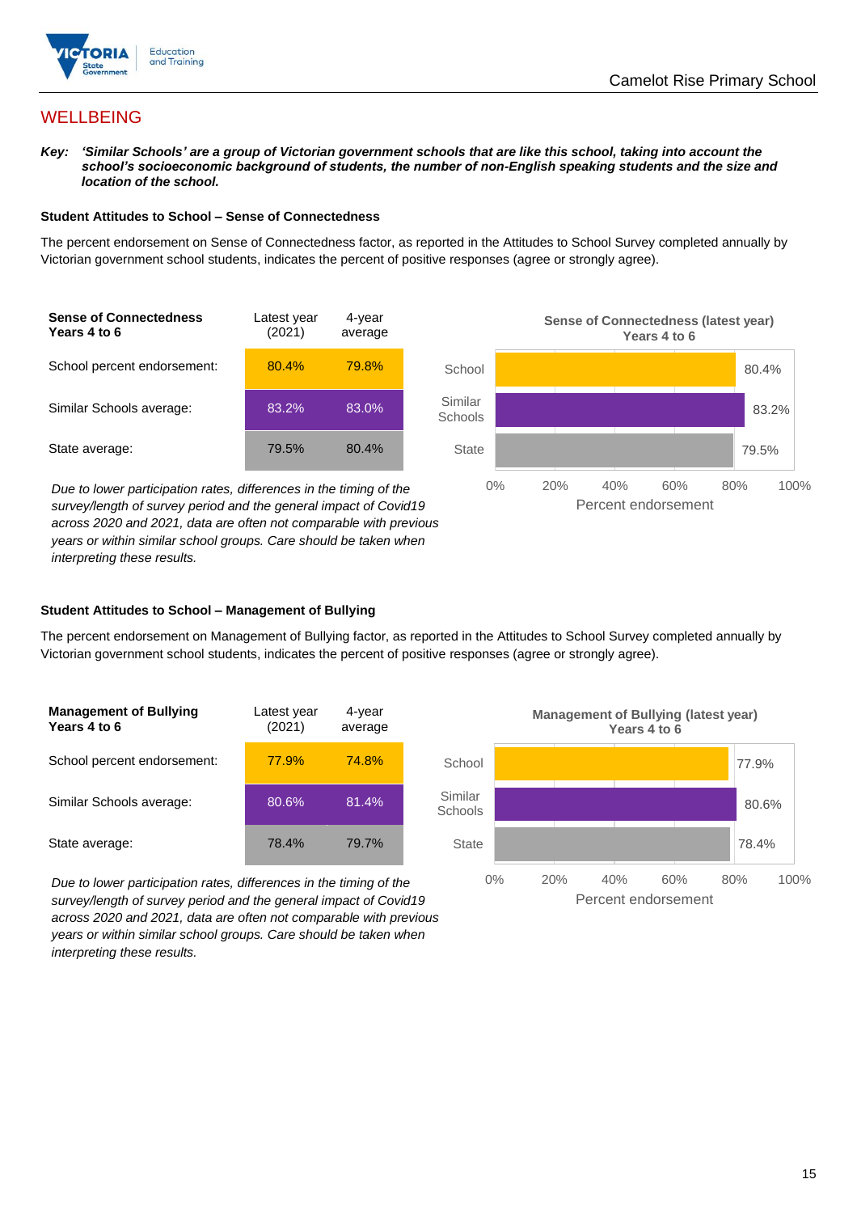## WELLBEING

***Key:*** ***'Similar Schools' are a group of Victorian government schools that are like this school, taking into account the school's socioeconomic background of students, the number of non-English speaking students and the size and location of the school.***

### Student Attitudes to School – Sense of Connectedness

The percent endorsement on Sense of Connectedness factor, as reported in the Attitudes to School Survey completed annually by Victorian government school students, indicates the percent of positive responses (agree or strongly agree).

| Sense of Connectedness Years 4 to 6 | Latest year (2021) | 4-year average |
|---|---|---|
| School percent endorsement: | 80.4% | 79.8% |
| Similar Schools average: | 83.2% | 83.0% |
| State average: | 79.5% | 80.4% |

*Due to lower participation rates, differences in the timing of the survey/length of survey period and the general impact of Covid19 across 2020 and 2021, data are often not comparable with previous years or within similar school groups. Care should be taken when interpreting these results.*

**Sense of Connectedness (latest year) Years 4 to 6**

| | Percent endorsement |
|---|---|
| School | 80.4% |
| Similar Schools | 83.2% |
| State | 79.5% |

### Student Attitudes to School – Management of Bullying

The percent endorsement on Management of Bullying factor, as reported in the Attitudes to School Survey completed annually by Victorian government school students, indicates the percent of positive responses (agree or strongly agree).

| Management of Bullying Years 4 to 6 | Latest year (2021) | 4-year average |
|---|---|---|
| School percent endorsement: | 77.9% | 74.8% |
| Similar Schools average: | 80.6% | 81.4% |
| State average: | 78.4% | 79.7% |

*Due to lower participation rates, differences in the timing of the survey/length of survey period and the general impact of Covid19 across 2020 and 2021, data are often not comparable with previous years or within similar school groups. Care should be taken when interpreting these results.*

**Management of Bullying (latest year) Years 4 to 6**

| | Percent endorsement |
|---|---|
| School | 77.9% |
| Similar Schools | 80.6% |
| State | 78.4% |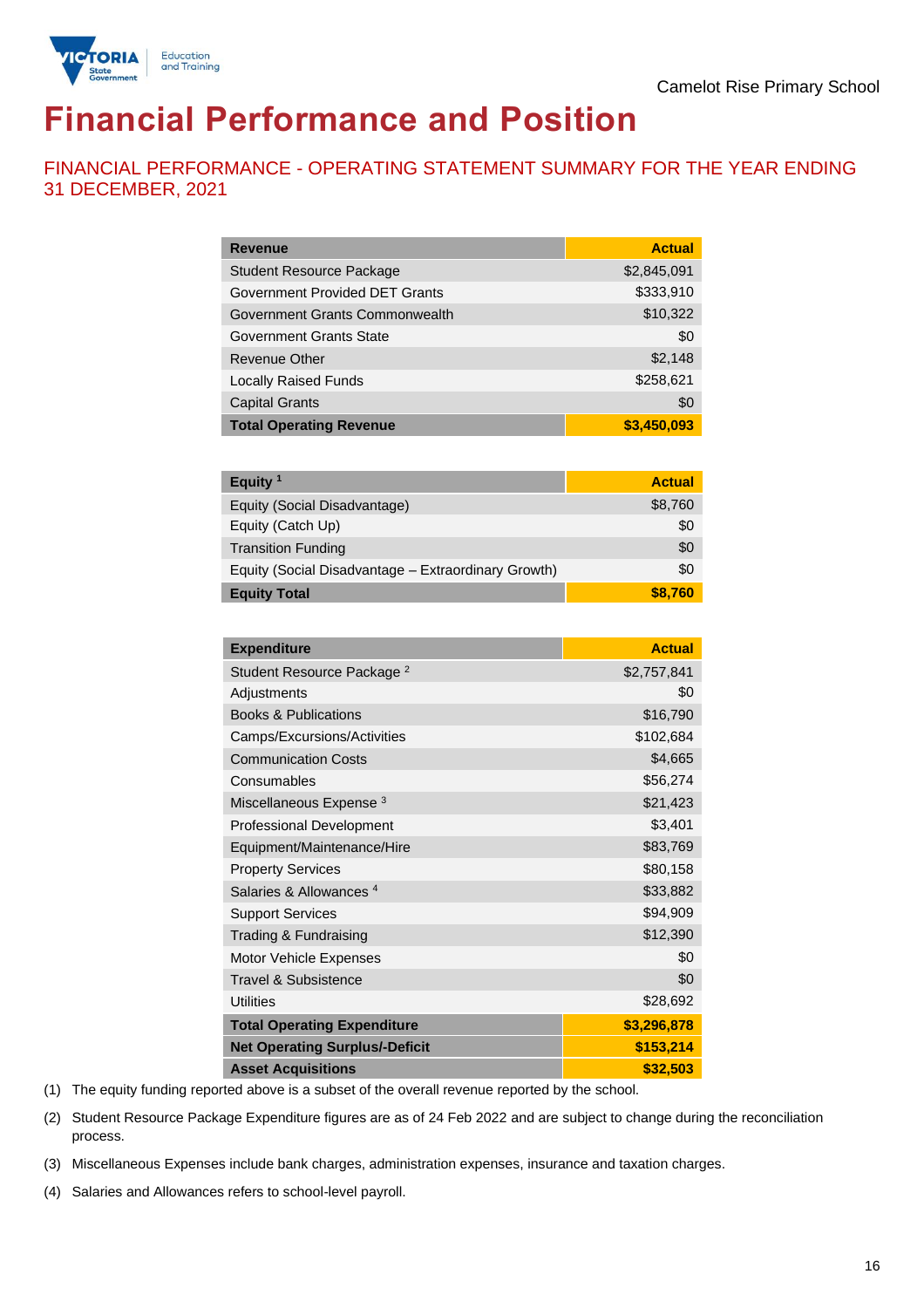Camelot Rise Primary School

# Financial Performance and Position

## FINANCIAL PERFORMANCE - OPERATING STATEMENT SUMMARY FOR THE YEAR ENDING 31 DECEMBER, 2021

| Revenue | Actual |
|---|---|
| Student Resource Package | $2,845,091 |
| Government Provided DET Grants | $333,910 |
| Government Grants Commonwealth | $10,322 |
| Government Grants State | $0 |
| Revenue Other | $2,148 |
| Locally Raised Funds | $258,621 |
| Capital Grants | $0 |
| **Total Operating Revenue** | **$3,450,093** |

| Equity [1] | Actual |
|---|---|
| Equity (Social Disadvantage) | $8,760 |
| Equity (Catch Up) | $0 |
| Transition Funding | $0 |
| Equity (Social Disadvantage – Extraordinary Growth) | $0 |
| **Equity Total** | **$8,760** |

| Expenditure | Actual |
|---|---|
| Student Resource Package [2] | $2,757,841 |
| Adjustments | $0 |
| Books & Publications | $16,790 |
| Camps/Excursions/Activities | $102,684 |
| Communication Costs | $4,665 |
| Consumables | $56,274 |
| Miscellaneous Expense [3] | $21,423 |
| Professional Development | $3,401 |
| Equipment/Maintenance/Hire | $83,769 |
| Property Services | $80,158 |
| Salaries & Allowances [4] | $33,882 |
| Support Services | $94,909 |
| Trading & Fundraising | $12,390 |
| Motor Vehicle Expenses | $0 |
| Travel & Subsistence | $0 |
| Utilities | $28,692 |
| **Total Operating Expenditure** | **$3,296,878** |
| **Net Operating Surplus/-Deficit** | **$153,214** |
| **Asset Acquisitions** | **$32,503** |

(1) The equity funding reported above is a subset of the overall revenue reported by the school.

(2) Student Resource Package Expenditure figures are as of 24 Feb 2022 and are subject to change during the reconciliation process.

(3) Miscellaneous Expenses include bank charges, administration expenses, insurance and taxation charges.

(4) Salaries and Allowances refers to school-level payroll.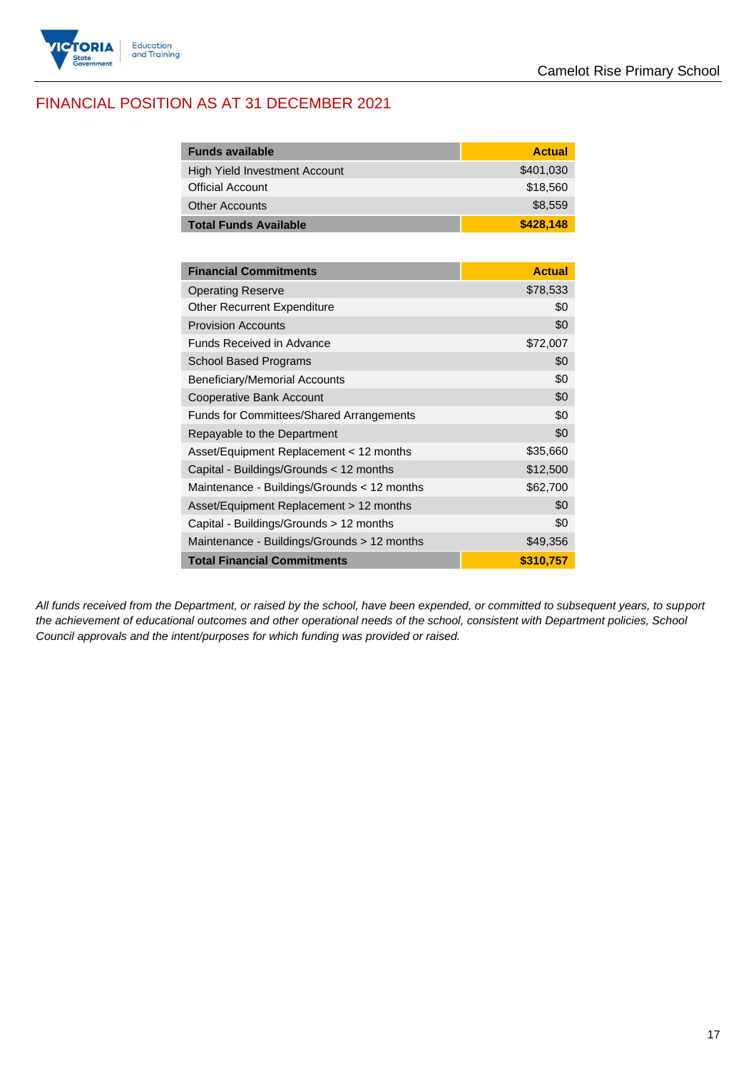## FINANCIAL POSITION AS AT 31 DECEMBER 2021

| Funds available | Actual |
|---|---|
| High Yield Investment Account | $401,030 |
| Official Account | $18,560 |
| Other Accounts | $8,559 |
| **Total Funds Available** | **$428,148** |

| Financial Commitments | Actual |
|---|---|
| Operating Reserve | $78,533 |
| Other Recurrent Expenditure | $0 |
| Provision Accounts | $0 |
| Funds Received in Advance | $72,007 |
| School Based Programs | $0 |
| Beneficiary/Memorial Accounts | $0 |
| Cooperative Bank Account | $0 |
| Funds for Committees/Shared Arrangements | $0 |
| Repayable to the Department | $0 |
| Asset/Equipment Replacement < 12 months | $35,660 |
| Capital - Buildings/Grounds < 12 months | $12,500 |
| Maintenance - Buildings/Grounds < 12 months | $62,700 |
| Asset/Equipment Replacement > 12 months | $0 |
| Capital - Buildings/Grounds > 12 months | $0 |
| Maintenance - Buildings/Grounds > 12 months | $49,356 |
| **Total Financial Commitments** | **$310,757** |

*All funds received from the Department, or raised by the school, have been expended, or committed to subsequent years, to support the achievement of educational outcomes and other operational needs of the school, consistent with Department policies, School Council approvals and the intent/purposes for which funding was provided or raised.*